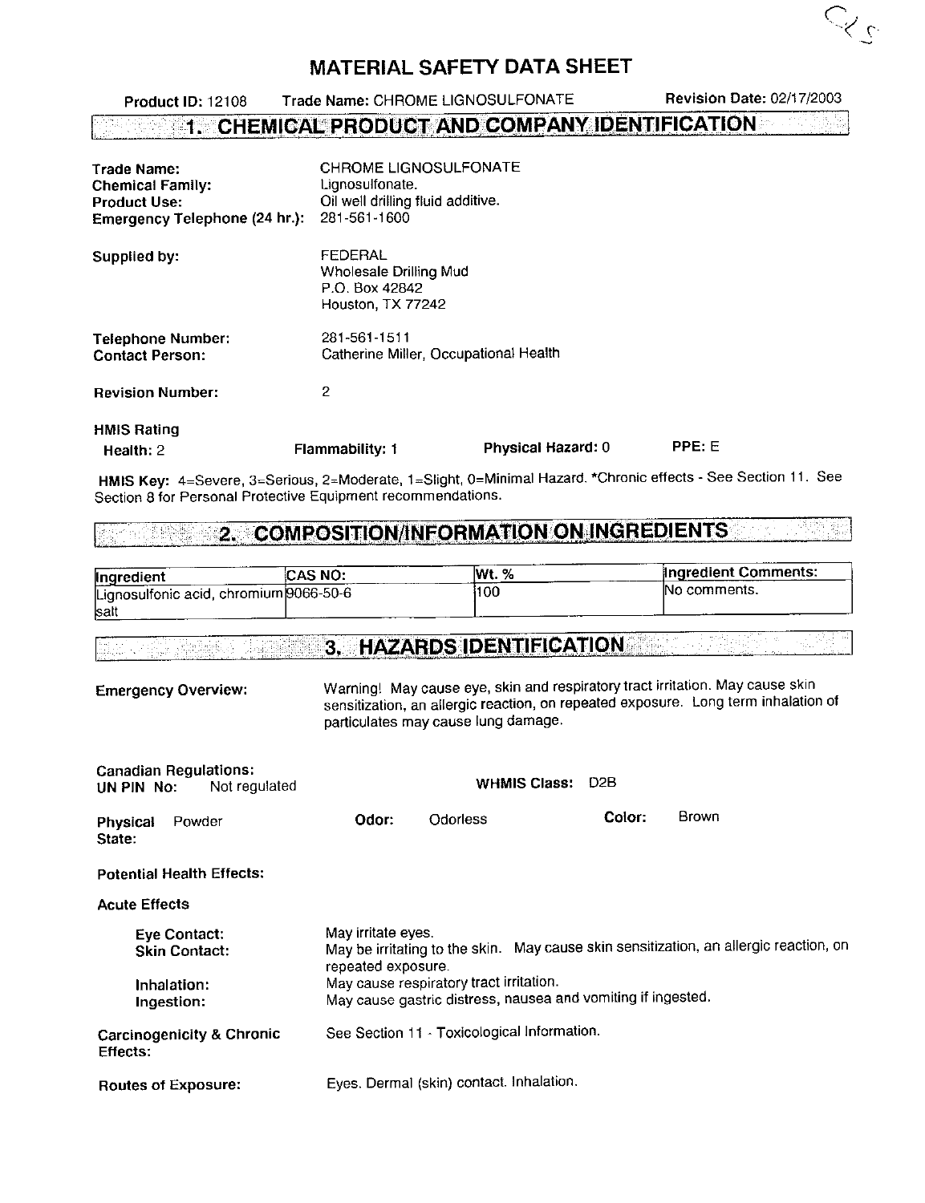# MATERIAL SAFETY DATA SHEET

**Product ID:** 12108 **Trade Name:** CHROME LIGNOSULFONATE **Revision Date:** 02/17/2003

## 1. CHEMICAL PRODUCT AND COMPANY IDENTIFICATION

**Trade Name:** CHROME LIGNOSULFONATE
**Chemical Family:** Lignosulfonate.
**Product Use:** Oil well drilling fluid additive.
**Emergency Telephone (24 hr.):** 281-561-1600

**Supplied by:** FEDERAL
Wholesale Drilling Mud
P.O. Box 42842
Houston, TX 77242

**Telephone Number:** 281-561-1511
**Contact Person:** Catherine Miller, Occupational Health

**Revision Number:** 2

**HMIS Rating**

**Health:** 2 **Flammability: 1** **Physical Hazard:** 0 **PPE:** E

**HMIS Key:** 4=Severe, 3=Serious, 2=Moderate, 1=Slight, 0=Minimal Hazard. *Chronic effects - See Section 11. See Section 8 for Personal Protective Equipment recommendations.

## 2. COMPOSITION/INFORMATION ON INGREDIENTS

| Ingredient | CAS NO: | Wt. % | Ingredient Comments: |
|---|---|---|---|
| Lignosulfonic acid, chromium salt | 9066-50-6 | 100 | No comments. |

## 3. HAZARDS IDENTIFICATION

**Emergency Overview:** Warning! May cause eye, skin and respiratory tract irritation. May cause skin sensitization, an allergic reaction, on repeated exposure. Long term inhalation of particulates may cause lung damage.

**Canadian Regulations:**
**UN PIN No:** Not regulated **WHMIS Class:** D2B

**Physical State:** Powder **Odor:** Odorless **Color:** Brown

**Potential Health Effects:**

**Acute Effects**

**Eye Contact:** May irritate eyes.
**Skin Contact:** May be irritating to the skin. May cause skin sensitization, an allergic reaction, on repeated exposure.
**Inhalation:** May cause respiratory tract irritation.
**Ingestion:** May cause gastric distress, nausea and vomiting if ingested.

**Carcinogenicity & Chronic Effects:** See Section 11 - Toxicological Information.

**Routes of Exposure:** Eyes. Dermal (skin) contact. Inhalation.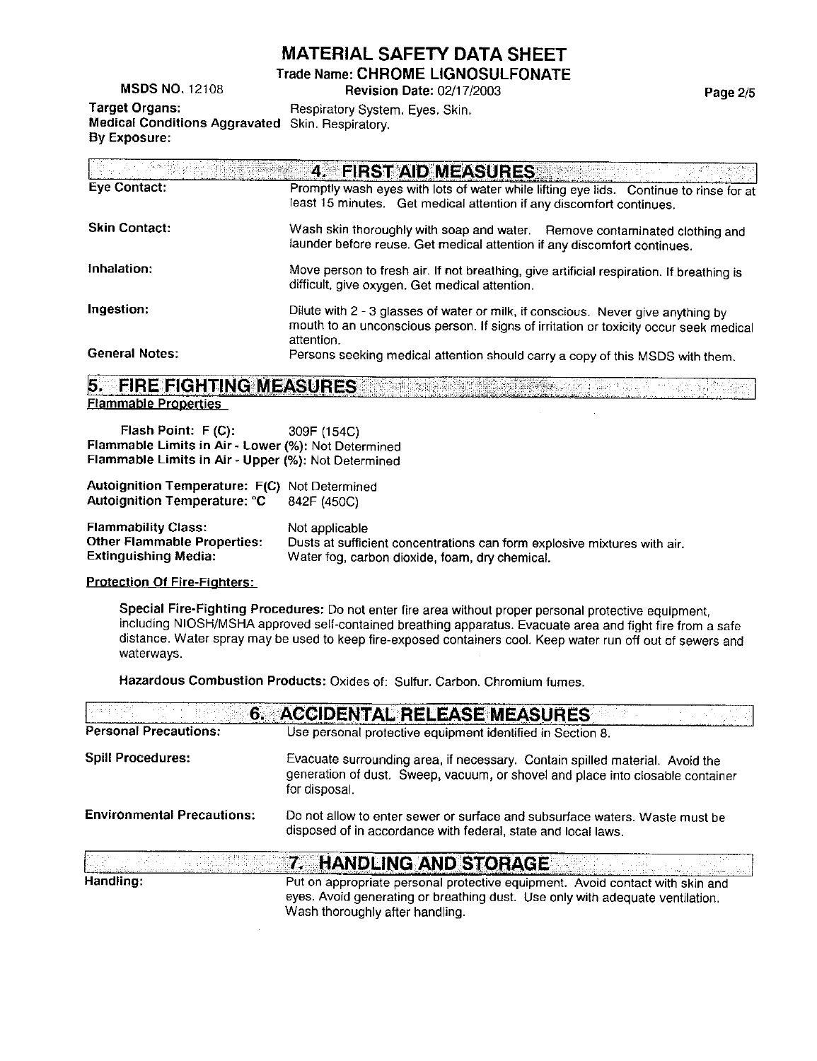# MATERIAL SAFETY DATA SHEET

**Trade Name: CHROME LIGNOSULFONATE**

**MSDS NO.** 12108 **Revision Date:** 02/17/2003

**Target Organs:** Respiratory System. Eyes. Skin.

**Medical Conditions Aggravated By Exposure:** Skin. Respiratory.

## 4. FIRST AID MEASURES

**Eye Contact:** Promptly wash eyes with lots of water while lifting eye lids. Continue to rinse for at least 15 minutes. Get medical attention if any discomfort continues.

**Skin Contact:** Wash skin thoroughly with soap and water. Remove contaminated clothing and launder before reuse. Get medical attention if any discomfort continues.

**Inhalation:** Move person to fresh air. If not breathing, give artificial respiration. If breathing is difficult, give oxygen. Get medical attention.

**Ingestion:** Dilute with 2 - 3 glasses of water or milk, if conscious. Never give anything by mouth to an unconscious person. If signs of irritation or toxicity occur seek medical attention.

**General Notes:** Persons seeking medical attention should carry a copy of this MSDS with them.

## 5. FIRE FIGHTING MEASURES

**Flammable Properties**

**Flash Point: F (C):** 309F (154C)
**Flammable Limits in Air - Lower (%):** Not Determined
**Flammable Limits in Air - Upper (%):** Not Determined

**Autoignition Temperature: F(C)** Not Determined
**Autoignition Temperature: °C** 842F (450C)

**Flammability Class:** Not applicable
**Other Flammable Properties:** Dusts at sufficient concentrations can form explosive mixtures with air.
**Extinguishing Media:** Water fog, carbon dioxide, foam, dry chemical.

**Protection Of Fire-Fighters:**

**Special Fire-Fighting Procedures:** Do not enter fire area without proper personal protective equipment, including NIOSH/MSHA approved self-contained breathing apparatus. Evacuate area and fight fire from a safe distance. Water spray may be used to keep fire-exposed containers cool. Keep water run off out of sewers and waterways.

**Hazardous Combustion Products:** Oxides of: Sulfur. Carbon. Chromium fumes.

## 6. ACCIDENTAL RELEASE MEASURES

**Personal Precautions:** Use personal protective equipment identified in Section 8.

**Spill Procedures:** Evacuate surrounding area, if necessary. Contain spilled material. Avoid the generation of dust. Sweep, vacuum, or shovel and place into closable container for disposal.

**Environmental Precautions:** Do not allow to enter sewer or surface and subsurface waters. Waste must be disposed of in accordance with federal, state and local laws.

## 7. HANDLING AND STORAGE

**Handling:** Put on appropriate personal protective equipment. Avoid contact with skin and eyes. Avoid generating or breathing dust. Use only with adequate ventilation. Wash thoroughly after handling.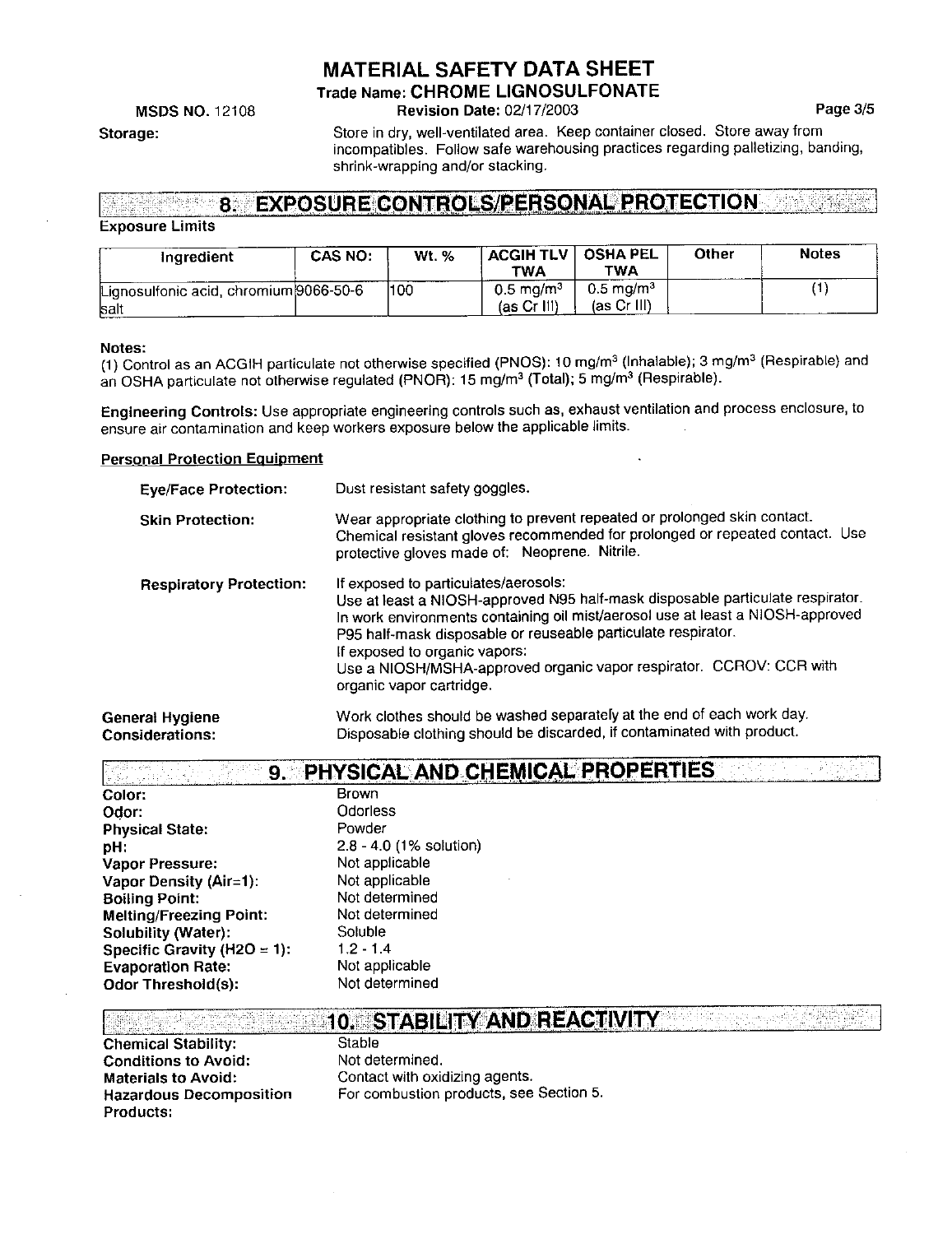**Storage:** Store in dry, well-ventilated area. Keep container closed. Store away from incompatibles. Follow safe warehousing practices regarding palletizing, banding, shrink-wrapping and/or stacking.

## 8. EXPOSURE CONTROLS/PERSONAL PROTECTION

**Exposure Limits**

| Ingredient | CAS NO: | Wt. % | ACGIH TLV TWA | OSHA PEL TWA | Other | Notes |
|---|---|---|---|---|---|---|
| Lignosulfonic acid, chromium salt | 9066-50-6 | 100 | 0.5 $mg/m^3$ (as Cr III) | 0.5 $mg/m^3$ (as Cr III) | | (1) |

**Notes:**
(1) Control as an ACGIH particulate not otherwise specified (PNOS): 10 $mg/m^3$ (Inhalable); 3 $mg/m^3$ (Respirable) and an OSHA particulate not otherwise regulated (PNOR): 15 $mg/m^3$ (Total); 5 $mg/m^3$ (Respirable).

**Engineering Controls:** Use appropriate engineering controls such as, exhaust ventilation and process enclosure, to ensure air contamination and keep workers exposure below the applicable limits.

**Personal Protection Equipment**

**Eye/Face Protection:** Dust resistant safety goggles.

**Skin Protection:** Wear appropriate clothing to prevent repeated or prolonged skin contact. Chemical resistant gloves recommended for prolonged or repeated contact. Use protective gloves made of: Neoprene. Nitrile.

**Respiratory Protection:** If exposed to particulates/aerosols:
Use at least a NIOSH-approved N95 half-mask disposable particulate respirator. In work environments containing oil mist/aerosol use at least a NIOSH-approved P95 half-mask disposable or reuseable particulate respirator.
If exposed to organic vapors:
Use a NIOSH/MSHA-approved organic vapor respirator. CCROV: CCR with organic vapor cartridge.

**General Hygiene Considerations:** Work clothes should be washed separately at the end of each work day. Disposable clothing should be discarded, if contaminated with product.

## 9. PHYSICAL AND CHEMICAL PROPERTIES

**Color:** Brown
**Odor:** Odorless
**Physical State:** Powder
**pH:** 2.8 - 4.0 (1% solution)
**Vapor Pressure:** Not applicable
**Vapor Density (Air=1):** Not applicable
**Boiling Point:** Not determined
**Melting/Freezing Point:** Not determined
**Solubility (Water):** Soluble
**Specific Gravity ($H2O$ = 1):** 1.2 - 1.4
**Evaporation Rate:** Not applicable
**Odor Threshold(s):** Not determined

## 10. STABILITY AND REACTIVITY

**Chemical Stability:** Stable
**Conditions to Avoid:** Not determined.
**Materials to Avoid:** Contact with oxidizing agents.
**Hazardous Decomposition Products:** For combustion products, see Section 5.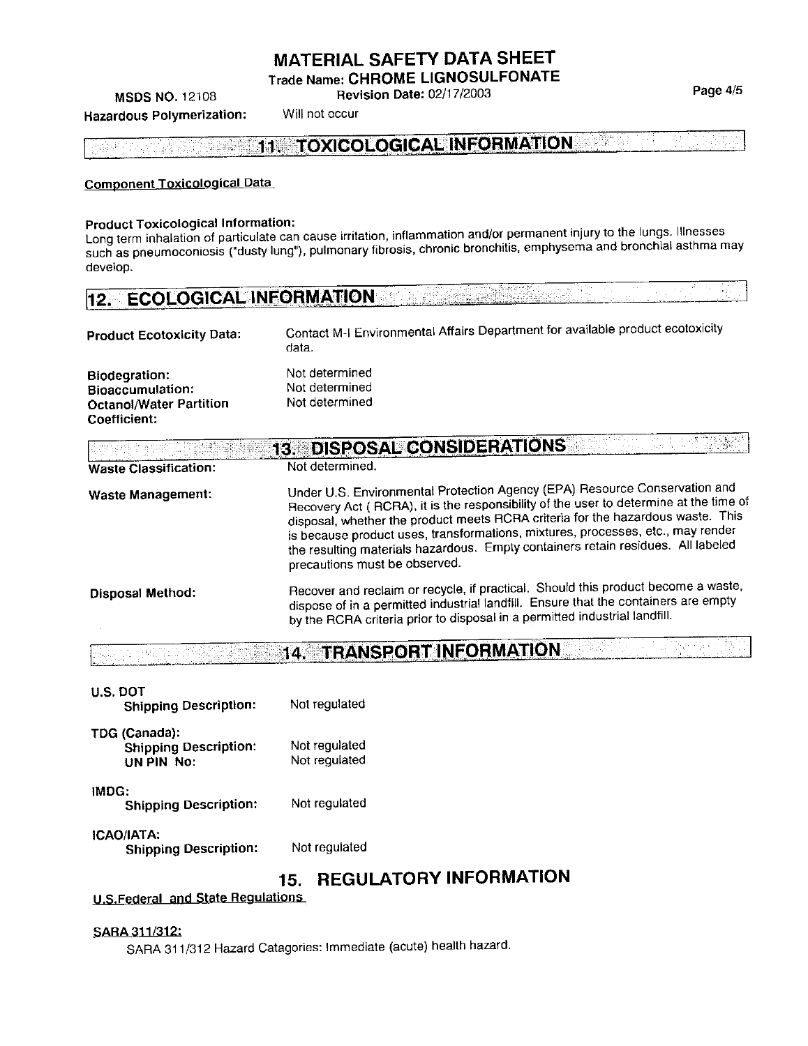Hazardous Polymerization: Will not occur

## 11. TOXICOLOGICAL INFORMATION

**Component Toxicological Data**

**Product Toxicological Information:**
Long term inhalation of particulate can cause irritation, inflammation and/or permanent injury to the lungs. Illnesses such as pneumoconiosis ("dusty lung"), pulmonary fibrosis, chronic bronchitis, emphysema and bronchial asthma may develop.

## 12. ECOLOGICAL INFORMATION

**Product Ecotoxicity Data:** Contact M-I Environmental Affairs Department for available product ecotoxicity data.

**Biodegration:** Not determined

**Bioaccumulation:** Not determined

**Octanol/Water Partition Coefficient:** Not determined

## 13. DISPOSAL CONSIDERATIONS

**Waste Classification:** Not determined.

**Waste Management:** Under U.S. Environmental Protection Agency (EPA) Resource Conservation and Recovery Act ( RCRA), it is the responsibility of the user to determine at the time of disposal, whether the product meets RCRA criteria for the hazardous waste. This is because product uses, transformations, mixtures, processes, etc., may render the resulting materials hazardous. Empty containers retain residues. All labeled precautions must be observed.

**Disposal Method:** Recover and reclaim or recycle, if practical. Should this product become a waste, dispose of in a permitted industrial landfill. Ensure that the containers are empty by the RCRA criteria prior to disposal in a permitted industrial landfill.

## 14. TRANSPORT INFORMATION

**U.S. DOT**
- **Shipping Description:** Not regulated

**TDG (Canada):**
- **Shipping Description:** Not regulated
- **UN PIN No:** Not regulated

**IMDG:**
- **Shipping Description:** Not regulated

**ICAO/IATA:**
- **Shipping Description:** Not regulated

## 15. REGULATORY INFORMATION

**U.S.Federal and State Regulations**

**SARA 311/312:**

SARA 311/312 Hazard Catagories: Immediate (acute) health hazard.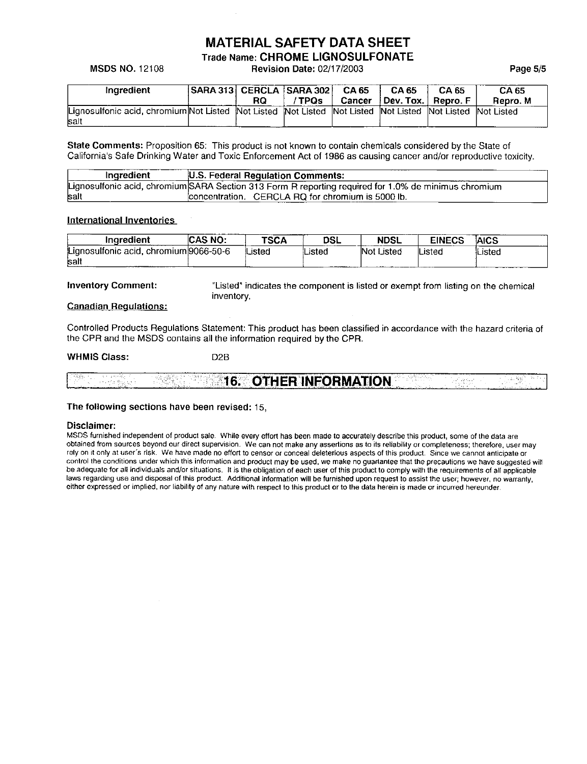| Ingredient | SARA 313 | CERCLA RQ | SARA 302 / TPQs | CA 65 Cancer | CA 65 Dev. Tox. | CA 65 Repro. F | CA 65 Repro. M |
|---|---|---|---|---|---|---|---|
| Lignosulfonic acid, chromium salt | Not Listed | Not Listed | Not Listed | Not Listed | Not Listed | Not Listed | Not Listed |

**State Comments:** Proposition 65: This product is not known to contain chemicals considered by the State of California's Safe Drinking Water and Toxic Enforcement Act of 1986 as causing cancer and/or reproductive toxicity.

| Ingredient | U.S. Federal Regulation Comments: |
|---|---|
| Lignosulfonic acid, chromium salt | SARA Section 313 Form R reporting required for 1.0% de minimus chromium concentration. CERCLA RQ for chromium is 5000 lb. |

**International Inventories**

| Ingredient | CAS NO: | TSCA | DSL | NDSL | EINECS | AICS |
|---|---|---|---|---|---|---|
| Lignosulfonic acid, chromium salt | 9066-50-6 | Listed | Listed | Not Listed | Listed | Listed |

**Inventory Comment:** "Listed" indicates the component is listed or exempt from listing on the chemical inventory.

**Canadian Regulations:**

Controlled Products Regulations Statement: This product has been classified in accordance with the hazard criteria of the CPR and the MSDS contains all the information required by the CPR.

**WHMIS Class:** D2B

## 16. OTHER INFORMATION

**The following sections have been revised:** 15,

**Disclaimer:**

MSDS furnished independent of product sale. While every effort has been made to accurately describe this product, some of the data are obtained from sources beyond our direct supervision. We can not make any assertions as to its reliability or completeness; therefore, user may rely on it only at user's risk. We have made no effort to censor or conceal deleterious aspects of this product. Since we cannot anticipate or control the conditions under which this information and product may be used, we make no guarantee that the precautions we have suggested will be adequate for all individuals and/or situations. It is the obligation of each user of this product to comply with the requirements of all applicable laws regarding use and disposal of this product. Additional information will be furnished upon request to assist the user; however, no warranty, either expressed or implied, nor liability of any nature with respect to this product or to the data herein is made or incurred hereunder.